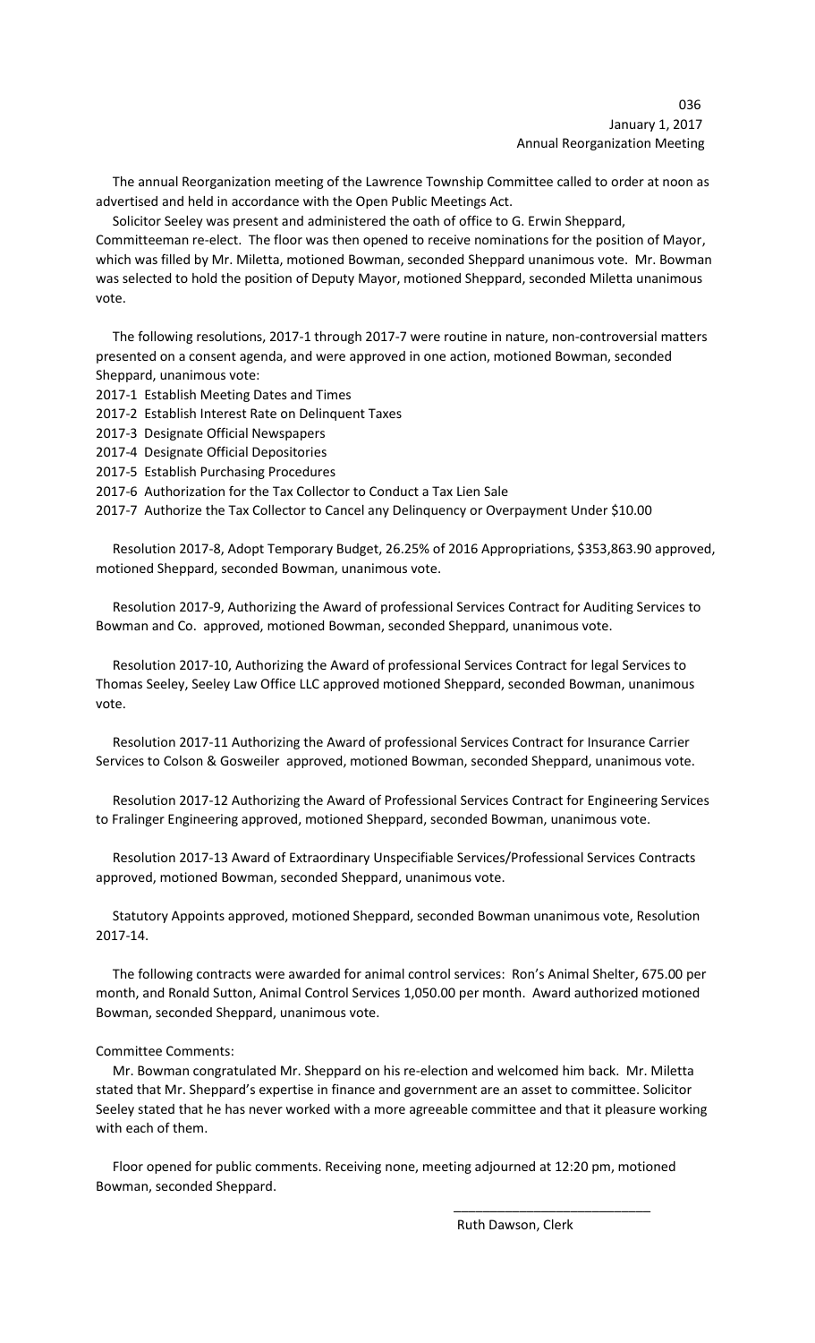January 1, 2017
Annual Reorganization Meeting

The annual Reorganization meeting of the Lawrence Township Committee called to order at noon as advertised and held in accordance with the Open Public Meetings Act.

Solicitor Seeley was present and administered the oath of office to G. Erwin Sheppard, Committeeman re-elect. The floor was then opened to receive nominations for the position of Mayor, which was filled by Mr. Miletta, motioned Bowman, seconded Sheppard unanimous vote. Mr. Bowman was selected to hold the position of Deputy Mayor, motioned Sheppard, seconded Miletta unanimous vote.

The following resolutions, 2017-1 through 2017-7 were routine in nature, non-controversial matters presented on a consent agenda, and were approved in one action, motioned Bowman, seconded Sheppard, unanimous vote:

2017-1 Establish Meeting Dates and Times
2017-2 Establish Interest Rate on Delinquent Taxes
2017-3 Designate Official Newspapers
2017-4 Designate Official Depositories
2017-5 Establish Purchasing Procedures
2017-6 Authorization for the Tax Collector to Conduct a Tax Lien Sale
2017-7 Authorize the Tax Collector to Cancel any Delinquency or Overpayment Under $10.00

Resolution 2017-8, Adopt Temporary Budget, 26.25% of 2016 Appropriations, $353,863.90 approved, motioned Sheppard, seconded Bowman, unanimous vote.

Resolution 2017-9, Authorizing the Award of professional Services Contract for Auditing Services to Bowman and Co. approved, motioned Bowman, seconded Sheppard, unanimous vote.

Resolution 2017-10, Authorizing the Award of professional Services Contract for legal Services to Thomas Seeley, Seeley Law Office LLC approved motioned Sheppard, seconded Bowman, unanimous vote.

Resolution 2017-11 Authorizing the Award of professional Services Contract for Insurance Carrier Services to Colson & Gosweiler approved, motioned Bowman, seconded Sheppard, unanimous vote.

Resolution 2017-12 Authorizing the Award of Professional Services Contract for Engineering Services to Fralinger Engineering approved, motioned Sheppard, seconded Bowman, unanimous vote.

Resolution 2017-13 Award of Extraordinary Unspecifiable Services/Professional Services Contracts approved, motioned Bowman, seconded Sheppard, unanimous vote.

Statutory Appoints approved, motioned Sheppard, seconded Bowman unanimous vote, Resolution 2017-14.

The following contracts were awarded for animal control services: Ron's Animal Shelter, 675.00 per month, and Ronald Sutton, Animal Control Services 1,050.00 per month. Award authorized motioned Bowman, seconded Sheppard, unanimous vote.

Committee Comments:

Mr. Bowman congratulated Mr. Sheppard on his re-election and welcomed him back. Mr. Miletta stated that Mr. Sheppard's expertise in finance and government are an asset to committee. Solicitor Seeley stated that he has never worked with a more agreeable committee and that it pleasure working with each of them.

Floor opened for public comments. Receiving none, meeting adjourned at 12:20 pm, motioned Bowman, seconded Sheppard.

\_\_\_\_\_\_\_\_\_\_\_\_\_\_\_\_\_\_\_\_\_\_\_\_\_\_\_\_

Ruth Dawson, Clerk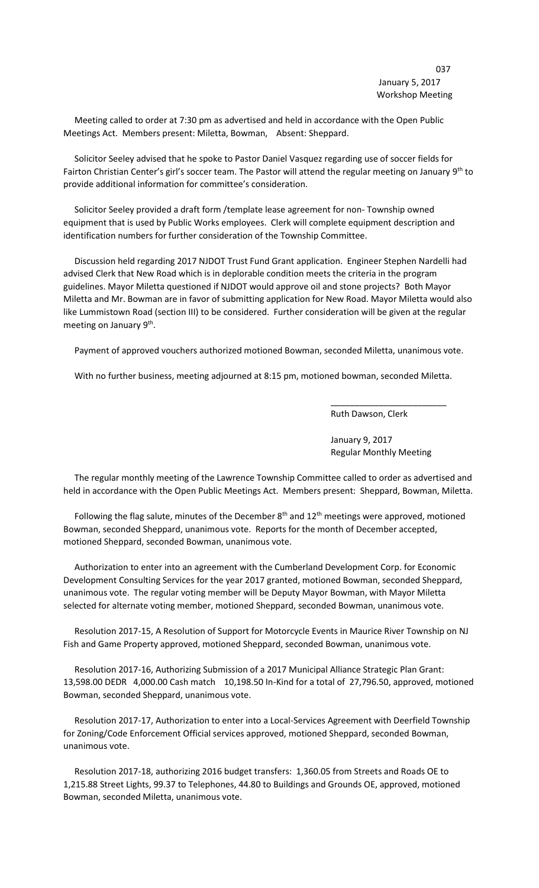January 5, 2017
Workshop Meeting

Meeting called to order at 7:30 pm as advertised and held in accordance with the Open Public Meetings Act. Members present: Miletta, Bowman, Absent: Sheppard.

Solicitor Seeley advised that he spoke to Pastor Daniel Vasquez regarding use of soccer fields for Fairton Christian Center's girl's soccer team. The Pastor will attend the regular meeting on January 9th to provide additional information for committee's consideration.

Solicitor Seeley provided a draft form /template lease agreement for non- Township owned equipment that is used by Public Works employees. Clerk will complete equipment description and identification numbers for further consideration of the Township Committee.

Discussion held regarding 2017 NJDOT Trust Fund Grant application. Engineer Stephen Nardelli had advised Clerk that New Road which is in deplorable condition meets the criteria in the program guidelines. Mayor Miletta questioned if NJDOT would approve oil and stone projects? Both Mayor Miletta and Mr. Bowman are in favor of submitting application for New Road. Mayor Miletta would also like Lummistown Road (section III) to be considered. Further consideration will be given at the regular meeting on January 9th.

Payment of approved vouchers authorized motioned Bowman, seconded Miletta, unanimous vote.

With no further business, meeting adjourned at 8:15 pm, motioned bowman, seconded Miletta.

\_\_\_\_\_\_\_\_\_\_\_\_\_\_\_\_\_\_\_\_\_\_\_\_

Ruth Dawson, Clerk

January 9, 2017
Regular Monthly Meeting

The regular monthly meeting of the Lawrence Township Committee called to order as advertised and held in accordance with the Open Public Meetings Act. Members present: Sheppard, Bowman, Miletta.

Following the flag salute, minutes of the December 8th and 12th meetings were approved, motioned Bowman, seconded Sheppard, unanimous vote. Reports for the month of December accepted, motioned Sheppard, seconded Bowman, unanimous vote.

Authorization to enter into an agreement with the Cumberland Development Corp. for Economic Development Consulting Services for the year 2017 granted, motioned Bowman, seconded Sheppard, unanimous vote. The regular voting member will be Deputy Mayor Bowman, with Mayor Miletta selected for alternate voting member, motioned Sheppard, seconded Bowman, unanimous vote.

Resolution 2017-15, A Resolution of Support for Motorcycle Events in Maurice River Township on NJ Fish and Game Property approved, motioned Sheppard, seconded Bowman, unanimous vote.

Resolution 2017-16, Authorizing Submission of a 2017 Municipal Alliance Strategic Plan Grant: 13,598.00 DEDR 4,000.00 Cash match 10,198.50 In-Kind for a total of 27,796.50, approved, motioned Bowman, seconded Sheppard, unanimous vote.

Resolution 2017-17, Authorization to enter into a Local-Services Agreement with Deerfield Township for Zoning/Code Enforcement Official services approved, motioned Sheppard, seconded Bowman, unanimous vote.

Resolution 2017-18, authorizing 2016 budget transfers: 1,360.05 from Streets and Roads OE to 1,215.88 Street Lights, 99.37 to Telephones, 44.80 to Buildings and Grounds OE, approved, motioned Bowman, seconded Miletta, unanimous vote.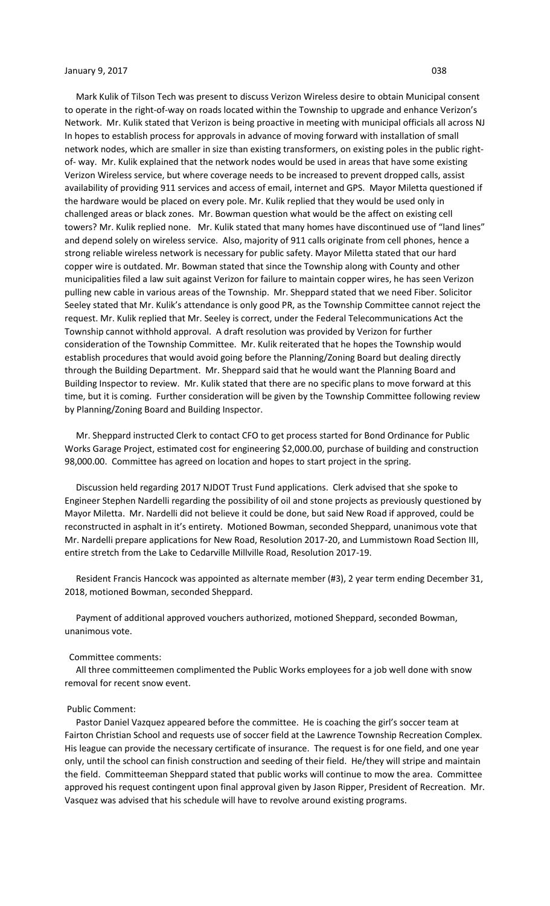Mark Kulik of Tilson Tech was present to discuss Verizon Wireless desire to obtain Municipal consent to operate in the right-of-way on roads located within the Township to upgrade and enhance Verizon's Network. Mr. Kulik stated that Verizon is being proactive in meeting with municipal officials all across NJ In hopes to establish process for approvals in advance of moving forward with installation of small network nodes, which are smaller in size than existing transformers, on existing poles in the public right-of- way. Mr. Kulik explained that the network nodes would be used in areas that have some existing Verizon Wireless service, but where coverage needs to be increased to prevent dropped calls, assist availability of providing 911 services and access of email, internet and GPS. Mayor Miletta questioned if the hardware would be placed on every pole. Mr. Kulik replied that they would be used only in challenged areas or black zones. Mr. Bowman question what would be the affect on existing cell towers? Mr. Kulik replied none. Mr. Kulik stated that many homes have discontinued use of "land lines" and depend solely on wireless service. Also, majority of 911 calls originate from cell phones, hence a strong reliable wireless network is necessary for public safety. Mayor Miletta stated that our hard copper wire is outdated. Mr. Bowman stated that since the Township along with County and other municipalities filed a law suit against Verizon for failure to maintain copper wires, he has seen Verizon pulling new cable in various areas of the Township. Mr. Sheppard stated that we need Fiber. Solicitor Seeley stated that Mr. Kulik's attendance is only good PR, as the Township Committee cannot reject the request. Mr. Kulik replied that Mr. Seeley is correct, under the Federal Telecommunications Act the Township cannot withhold approval. A draft resolution was provided by Verizon for further consideration of the Township Committee. Mr. Kulik reiterated that he hopes the Township would establish procedures that would avoid going before the Planning/Zoning Board but dealing directly through the Building Department. Mr. Sheppard said that he would want the Planning Board and Building Inspector to review. Mr. Kulik stated that there are no specific plans to move forward at this time, but it is coming. Further consideration will be given by the Township Committee following review by Planning/Zoning Board and Building Inspector.

Mr. Sheppard instructed Clerk to contact CFO to get process started for Bond Ordinance for Public Works Garage Project, estimated cost for engineering $2,000.00, purchase of building and construction 98,000.00. Committee has agreed on location and hopes to start project in the spring.

Discussion held regarding 2017 NJDOT Trust Fund applications. Clerk advised that she spoke to Engineer Stephen Nardelli regarding the possibility of oil and stone projects as previously questioned by Mayor Miletta. Mr. Nardelli did not believe it could be done, but said New Road if approved, could be reconstructed in asphalt in it's entirety. Motioned Bowman, seconded Sheppard, unanimous vote that Mr. Nardelli prepare applications for New Road, Resolution 2017-20, and Lummistown Road Section III, entire stretch from the Lake to Cedarville Millville Road, Resolution 2017-19.

Resident Francis Hancock was appointed as alternate member (#3), 2 year term ending December 31, 2018, motioned Bowman, seconded Sheppard.

Payment of additional approved vouchers authorized, motioned Sheppard, seconded Bowman, unanimous vote.

Committee comments:

All three committeemen complimented the Public Works employees for a job well done with snow removal for recent snow event.

Public Comment:

Pastor Daniel Vazquez appeared before the committee. He is coaching the girl's soccer team at Fairton Christian School and requests use of soccer field at the Lawrence Township Recreation Complex. His league can provide the necessary certificate of insurance. The request is for one field, and one year only, until the school can finish construction and seeding of their field. He/they will stripe and maintain the field. Committeeman Sheppard stated that public works will continue to mow the area. Committee approved his request contingent upon final approval given by Jason Ripper, President of Recreation. Mr. Vasquez was advised that his schedule will have to revolve around existing programs.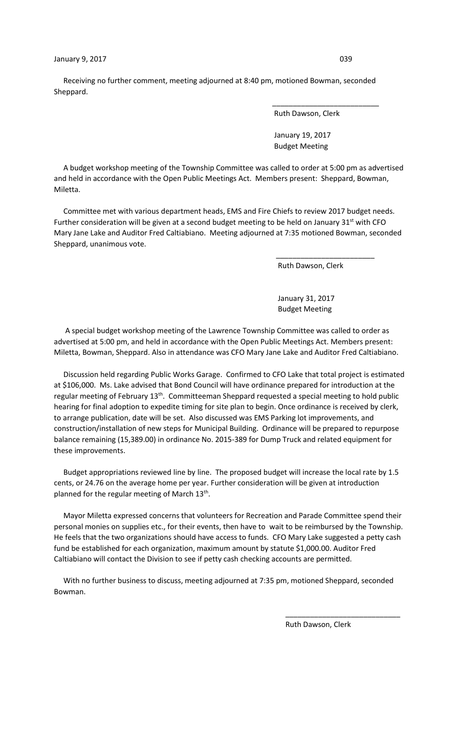Receiving no further comment, meeting adjourned at 8:40 pm, motioned Bowman, seconded Sheppard.

\_\_\_\_\_\_\_\_\_\_\_\_\_\_\_\_\_\_\_\_\_\_\_\_\_\_

Ruth Dawson, Clerk

January 19, 2017
Budget Meeting

A budget workshop meeting of the Township Committee was called to order at 5:00 pm as advertised and held in accordance with the Open Public Meetings Act. Members present: Sheppard, Bowman, Miletta.

Committee met with various department heads, EMS and Fire Chiefs to review 2017 budget needs. Further consideration will be given at a second budget meeting to be held on January 31st with CFO Mary Jane Lake and Auditor Fred Caltiabiano. Meeting adjourned at 7:35 motioned Bowman, seconded Sheppard, unanimous vote.

\_\_\_\_\_\_\_\_\_\_\_\_\_\_\_\_\_\_\_\_\_\_\_\_\_\_

Ruth Dawson, Clerk

January 31, 2017
Budget Meeting

A special budget workshop meeting of the Lawrence Township Committee was called to order as advertised at 5:00 pm, and held in accordance with the Open Public Meetings Act. Members present: Miletta, Bowman, Sheppard. Also in attendance was CFO Mary Jane Lake and Auditor Fred Caltiabiano.

Discussion held regarding Public Works Garage. Confirmed to CFO Lake that total project is estimated at $106,000. Ms. Lake advised that Bond Council will have ordinance prepared for introduction at the regular meeting of February 13th. Committeeman Sheppard requested a special meeting to hold public hearing for final adoption to expedite timing for site plan to begin. Once ordinance is received by clerk, to arrange publication, date will be set. Also discussed was EMS Parking lot improvements, and construction/installation of new steps for Municipal Building. Ordinance will be prepared to repurpose balance remaining (15,389.00) in ordinance No. 2015-389 for Dump Truck and related equipment for these improvements.

Budget appropriations reviewed line by line. The proposed budget will increase the local rate by 1.5 cents, or 24.76 on the average home per year. Further consideration will be given at introduction planned for the regular meeting of March 13th.

Mayor Miletta expressed concerns that volunteers for Recreation and Parade Committee spend their personal monies on supplies etc., for their events, then have to wait to be reimbursed by the Township. He feels that the two organizations should have access to funds. CFO Mary Lake suggested a petty cash fund be established for each organization, maximum amount by statute $1,000.00. Auditor Fred Caltiabiano will contact the Division to see if petty cash checking accounts are permitted.

With no further business to discuss, meeting adjourned at 7:35 pm, motioned Sheppard, seconded Bowman.

\_\_\_\_\_\_\_\_\_\_\_\_\_\_\_\_\_\_\_\_\_\_\_\_\_\_

Ruth Dawson, Clerk